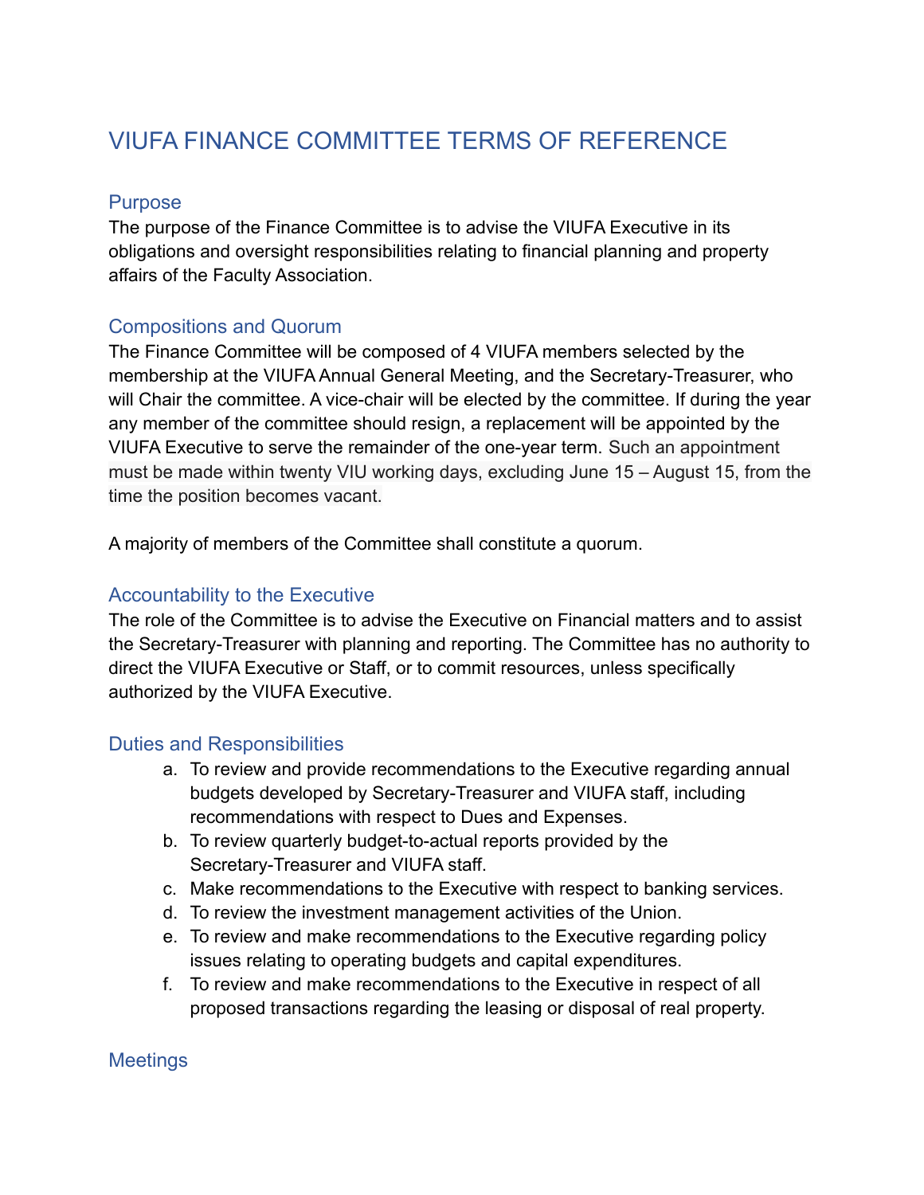# VIUFA FINANCE COMMITTEE TERMS OF REFERENCE

## Purpose

The purpose of the Finance Committee is to advise the VIUFA Executive in its obligations and oversight responsibilities relating to financial planning and property affairs of the Faculty Association.

## Compositions and Quorum

The Finance Committee will be composed of 4 VIUFA members selected by the membership at the VIUFA Annual General Meeting, and the Secretary-Treasurer, who will Chair the committee. A vice-chair will be elected by the committee. If during the year any member of the committee should resign, a replacement will be appointed by the VIUFA Executive to serve the remainder of the one-year term. Such an appointment must be made within twenty VIU working days, excluding June 15 – August 15, from the time the position becomes vacant.

A majority of members of the Committee shall constitute a quorum.

## Accountability to the Executive

The role of the Committee is to advise the Executive on Financial matters and to assist the Secretary-Treasurer with planning and reporting. The Committee has no authority to direct the VIUFA Executive or Staff, or to commit resources, unless specifically authorized by the VIUFA Executive.

## Duties and Responsibilities

a. To review and provide recommendations to the Executive regarding annual budgets developed by Secretary-Treasurer and VIUFA staff, including recommendations with respect to Dues and Expenses.
b. To review quarterly budget-to-actual reports provided by the Secretary-Treasurer and VIUFA staff.
c. Make recommendations to the Executive with respect to banking services.
d. To review the investment management activities of the Union.
e. To review and make recommendations to the Executive regarding policy issues relating to operating budgets and capital expenditures.
f. To review and make recommendations to the Executive in respect of all proposed transactions regarding the leasing or disposal of real property.

## Meetings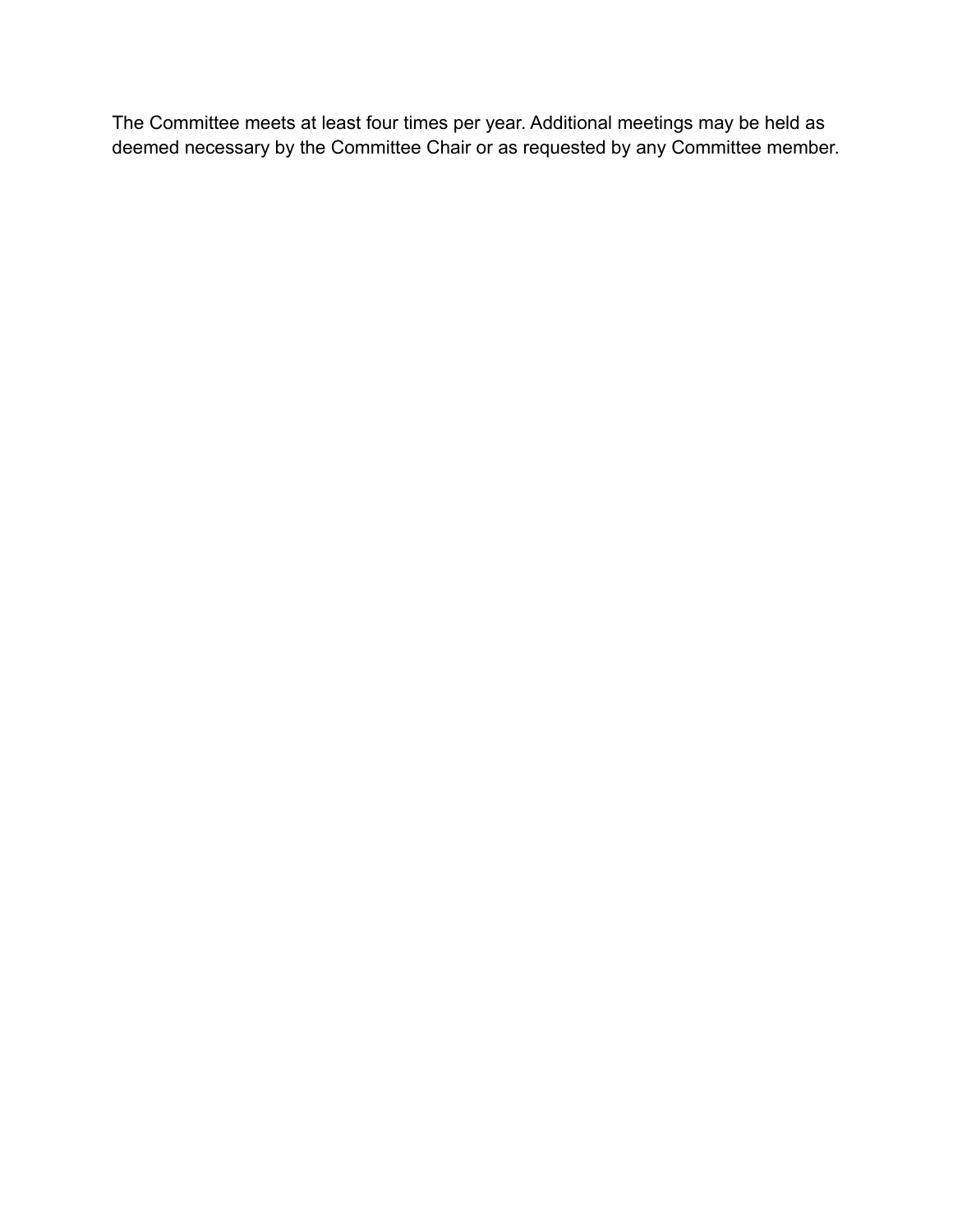The Committee meets at least four times per year. Additional meetings may be held as deemed necessary by the Committee Chair or as requested by any Committee member.